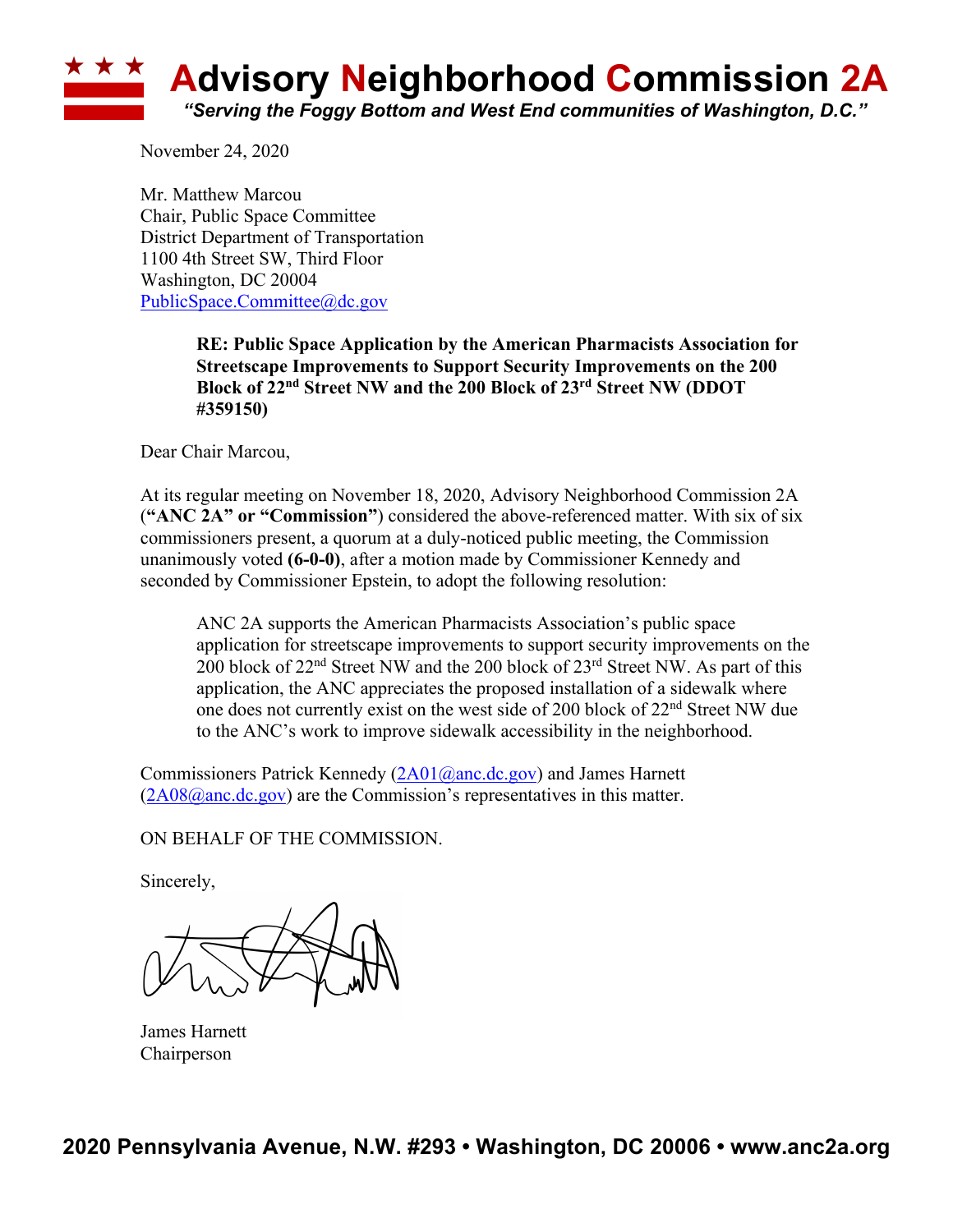# Advisory Neighborhood Commission 2A

*"Serving the Foggy Bottom and West End communities of Washington, D.C."*

November 24, 2020

Mr. Matthew Marcou
Chair, Public Space Committee
District Department of Transportation
1100 4th Street SW, Third Floor
Washington, DC 20004
PublicSpace.Committee@dc.gov

**RE: Public Space Application by the American Pharmacists Association for Streetscape Improvements to Support Security Improvements on the 200 Block of 22nd Street NW and the 200 Block of 23rd Street NW (DDOT #359150)**

Dear Chair Marcou,

At its regular meeting on November 18, 2020, Advisory Neighborhood Commission 2A (**"ANC 2A" or "Commission"**) considered the above-referenced matter. With six of six commissioners present, a quorum at a duly-noticed public meeting, the Commission unanimously voted **(6-0-0)**, after a motion made by Commissioner Kennedy and seconded by Commissioner Epstein, to adopt the following resolution:

> ANC 2A supports the American Pharmacists Association's public space application for streetscape improvements to support security improvements on the 200 block of 22nd Street NW and the 200 block of 23rd Street NW. As part of this application, the ANC appreciates the proposed installation of a sidewalk where one does not currently exist on the west side of 200 block of 22nd Street NW due to the ANC's work to improve sidewalk accessibility in the neighborhood.

Commissioners Patrick Kennedy (2A01@anc.dc.gov) and James Harnett (2A08@anc.dc.gov) are the Commission's representatives in this matter.

ON BEHALF OF THE COMMISSION.

Sincerely,

James Harnett
Chairperson

**2020 Pennsylvania Avenue, N.W. #293 • Washington, DC 20006 • www.anc2a.org**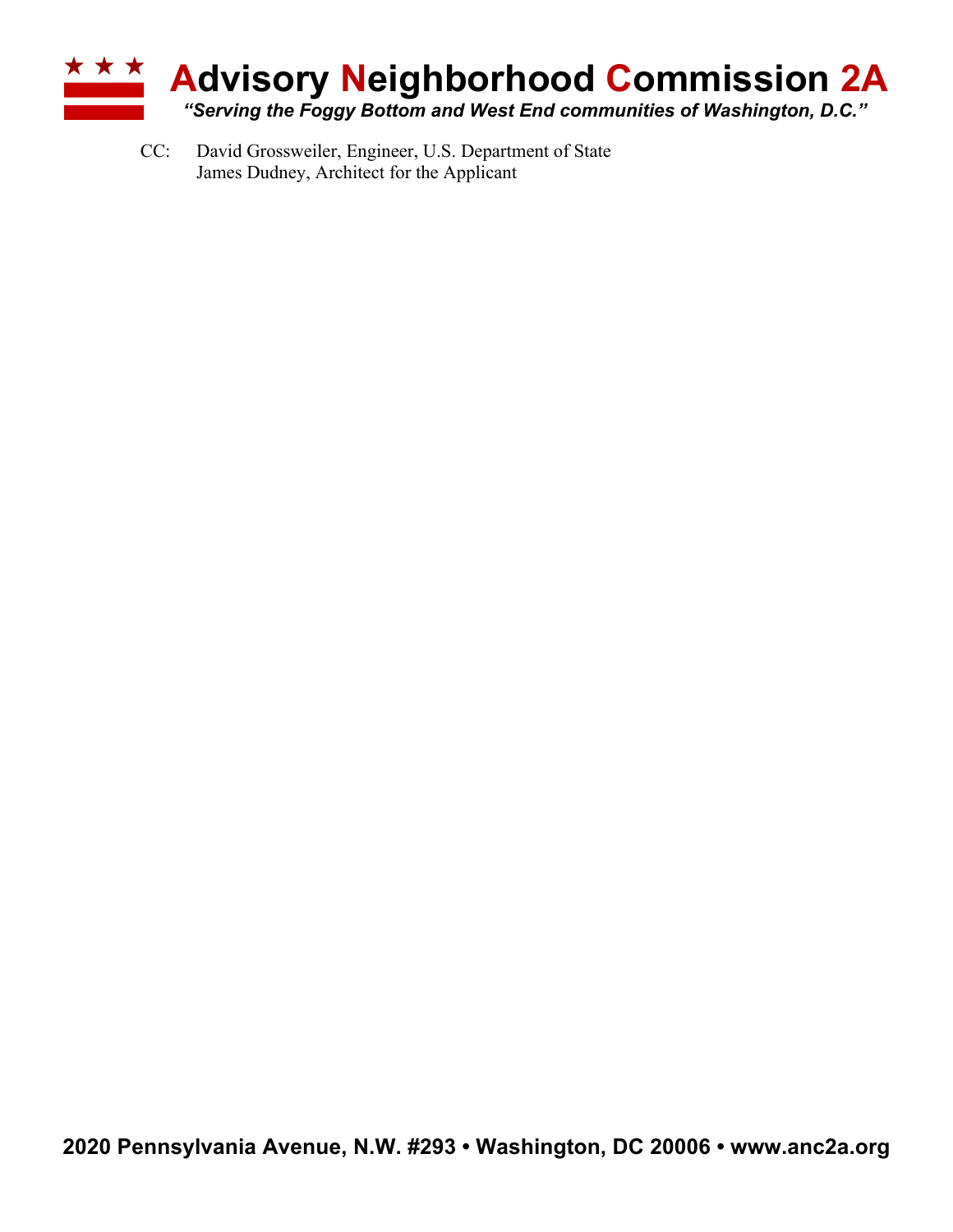CC: David Grossweiler, Engineer, U.S. Department of State
James Dudney, Architect for the Applicant